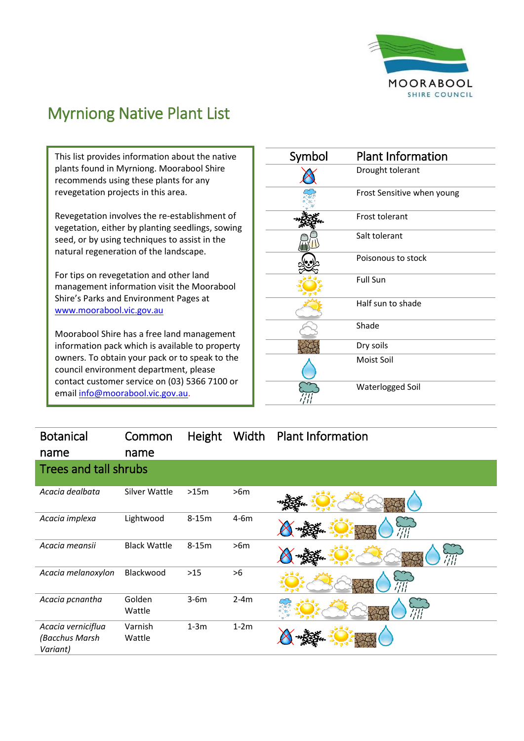MOORABOOL
SHIRE COUNCIL

# Myrniong Native Plant List

This list provides information about the native plants found in Myrniong. Moorabool Shire recommends using these plants for any revegetation projects in this area.

Revegetation involves the re-establishment of vegetation, either by planting seedlings, sowing seed, or by using techniques to assist in the natural regeneration of the landscape.

For tips on revegetation and other land management information visit the Moorabool Shire's Parks and Environment Pages at [www.moorabool.vic.gov.au](http://www.moorabool.vic.gov.au)

Moorabool Shire has a free land management information pack which is available to property owners. To obtain your pack or to speak to the council environment department, please contact customer service on (03) 5366 7100 or email [info@moorabool.vic.gov.au](mailto:info@moorabool.vic.gov.au).

| Symbol | Plant Information |
|---|---|
| (drought symbol) | Drought tolerant |
| (snow cloud symbol) | Frost Sensitive when young |
| (snowflake symbol) | Frost tolerant |
| (salt shaker symbol) | Salt tolerant |
| (skull symbol) | Poisonous to stock |
| (sun symbol) | Full Sun |
| (sun and cloud symbol) | Half sun to shade |
| (cloud symbol) | Shade |
| (cracked earth symbol) | Dry soils |
| (water drop symbol) | Moist Soil |
| (rain cloud symbol) | Waterlogged Soil |

| Botanical name | Common name | Height | Width | Plant Information |
|---|---|---|---|---|
| **Trees and tall shrubs** | | | | |
| *Acacia dealbata* | Silver Wattle | >15m | >6m | Frost tolerant, Full Sun, Half sun to shade, Shade, Dry soils, Moist Soil |
| *Acacia implexa* | Lightwood | 8-15m | 4-6m | Drought tolerant, Frost tolerant, Full Sun, Dry soils, Moist Soil, Waterlogged Soil |
| *Acacia meansii* | Black Wattle | 8-15m | >6m | Drought tolerant, Frost tolerant, Full Sun, Half sun to shade, Shade, Dry soils, Moist Soil, Waterlogged Soil |
| *Acacia melanoxylon* | Blackwood | >15 | >6 | Full Sun, Half sun to shade, Shade, Dry soils, Moist Soil, Waterlogged Soil |
| *Acacia pcnantha* | Golden Wattle | 3-6m | 2-4m | Frost Sensitive when young, Full Sun, Half sun to shade, Shade, Dry soils, Moist Soil, Waterlogged Soil |
| *Acacia verniciflua (Bacchus Marsh Variant)* | Varnish Wattle | 1-3m | 1-2m | Drought tolerant, Frost tolerant, Full Sun, Dry soils, Moist Soil |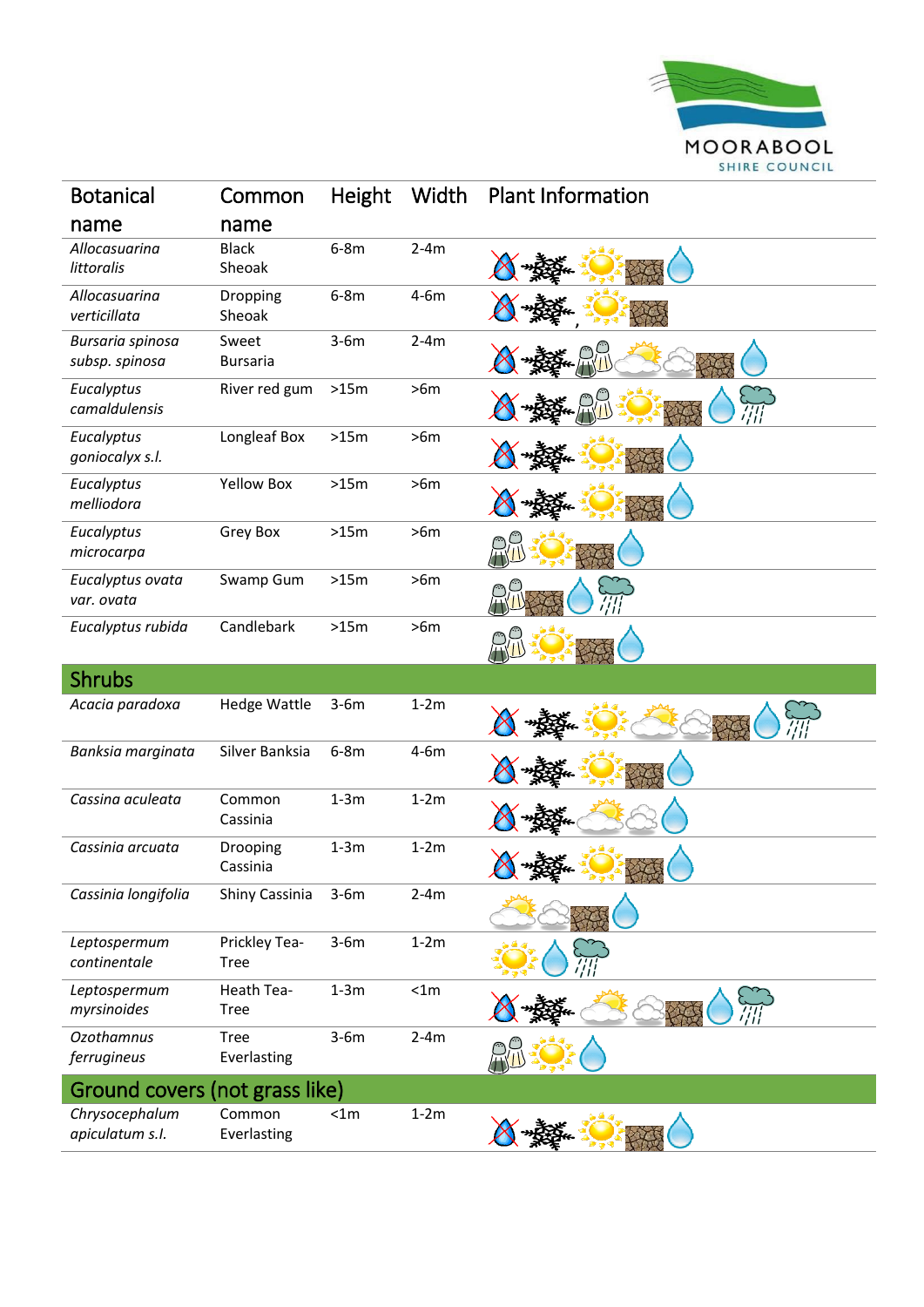| Botanical name | Common name | Height | Width | Plant Information |
|---|---|---|---|---|
| *Allocasuarina littoralis* | Black Sheoak | 6-8m | 2-4m | |
| *Allocasuarina verticillata* | Dropping Sheoak | 6-8m | 4-6m | |
| *Bursaria spinosa subsp. spinosa* | Sweet Bursaria | 3-6m | 2-4m | |
| *Eucalyptus camaldulensis* | River red gum | >15m | >6m | |
| *Eucalyptus goniocalyx s.l.* | Longleaf Box | >15m | >6m | |
| *Eucalyptus melliodora* | Yellow Box | >15m | >6m | |
| *Eucalyptus microcarpa* | Grey Box | >15m | >6m | |
| *Eucalyptus ovata var. ovata* | Swamp Gum | >15m | >6m | |
| *Eucalyptus rubida* | Candlebark | >15m | >6m | |
| **Shrubs** | | | | |
| *Acacia paradoxa* | Hedge Wattle | 3-6m | 1-2m | |
| *Banksia marginata* | Silver Banksia | 6-8m | 4-6m | |
| *Cassina aculeata* | Common Cassinia | 1-3m | 1-2m | |
| *Cassinia arcuata* | Drooping Cassinia | 1-3m | 1-2m | |
| *Cassinia longifolia* | Shiny Cassinia | 3-6m | 2-4m | |
| *Leptospermum continentale* | Prickley Tea-Tree | 3-6m | 1-2m | |
| *Leptospermum myrsinoides* | Heath Tea-Tree | 1-3m | <1m | |
| *Ozothamnus ferrugineus* | Tree Everlasting | 3-6m | 2-4m | |
| **Ground covers (not grass like)** | | | | |
| *Chrysocephalum apiculatum s.l.* | Common Everlasting | <1m | 1-2m | |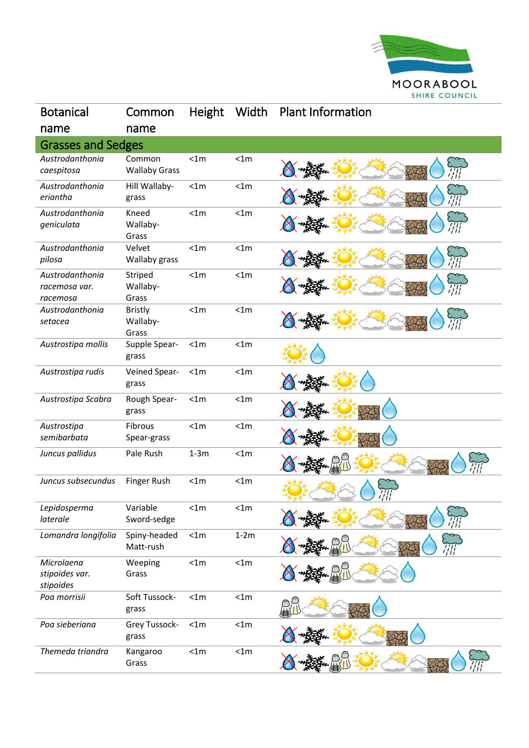| Botanical name | Common name | Height | Width | Plant Information |
|---|---|---|---|---|
| **Grasses and Sedges** | | | | |
| *Austrodanthonia caespitosa* | Common Wallaby Grass | <1m | <1m | |
| *Austrodanthonia eriantha* | Hill Wallaby-grass | <1m | <1m | |
| *Austrodanthonia geniculata* | Kneed Wallaby-Grass | <1m | <1m | |
| *Austrodanthonia pilosa* | Velvet Wallaby grass | <1m | <1m | |
| *Austrodanthonia racemosa var. racemosa* | Striped Wallaby-Grass | <1m | <1m | |
| *Austrodanthonia setacea* | Bristly Wallaby-Grass | <1m | <1m | |
| *Austrostipa mollis* | Supple Spear-grass | <1m | <1m | |
| *Austrostipa rudis* | Veined Spear-grass | <1m | <1m | |
| *Austrostipa Scabra* | Rough Spear-grass | <1m | <1m | |
| *Austrostipa semibarbata* | Fibrous Spear-grass | <1m | <1m | |
| *Juncus pallidus* | Pale Rush | 1-3m | <1m | |
| *Juncus subsecundus* | Finger Rush | <1m | <1m | |
| *Lepidosperma laterale* | Variable Sword-sedge | <1m | <1m | |
| *Lomandra longifolia* | Spiny-headed Matt-rush | <1m | 1-2m | |
| *Microlaena stipoides var. stipoides* | Weeping Grass | <1m | <1m | |
| *Poa morrisii* | Soft Tussock-grass | <1m | <1m | |
| *Poa sieberiana* | Grey Tussock-grass | <1m | <1m | |
| *Themeda triandra* | Kangaroo Grass | <1m | <1m | |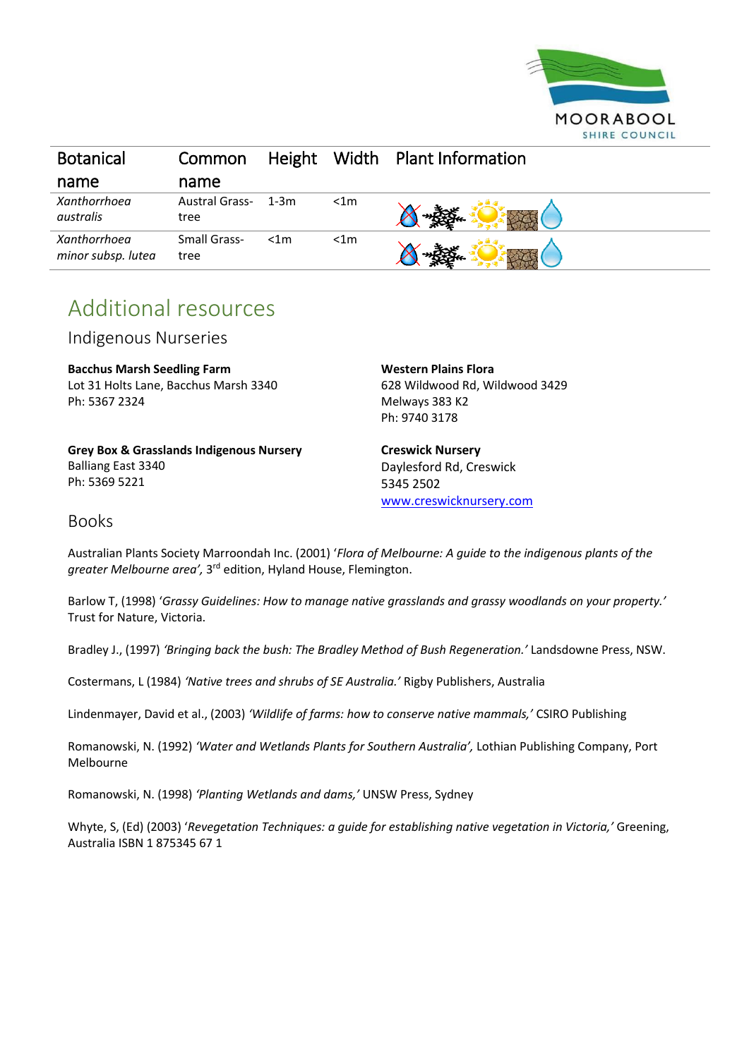| Botanical name | Common name | Height | Width | Plant Information |
|---|---|---|---|---|
| *Xanthorrhoea australis* | Austral Grass-tree | 1-3m | <1m | |
| *Xanthorrhoea minor subsp. lutea* | Small Grass-tree | <1m | <1m | |

## Additional resources

### Indigenous Nurseries

**Bacchus Marsh Seedling Farm**
Lot 31 Holts Lane, Bacchus Marsh 3340
Ph: 5367 2324

**Grey Box & Grasslands Indigenous Nursery**
Balliang East 3340
Ph: 5369 5221

**Western Plains Flora**
628 Wildwood Rd, Wildwood 3429
Melways 383 K2
Ph: 9740 3178

**Creswick Nursery**
Daylesford Rd, Creswick
5345 2502
www.creswicknursery.com

### Books

Australian Plants Society Marroondah Inc. (2001) '*Flora of Melbourne: A guide to the indigenous plants of the greater Melbourne area',* 3rd edition, Hyland House, Flemington.

Barlow T, (1998) '*Grassy Guidelines: How to manage native grasslands and grassy woodlands on your property.'* Trust for Nature, Victoria.

Bradley J., (1997) *'Bringing back the bush: The Bradley Method of Bush Regeneration.'* Landsdowne Press, NSW.

Costermans, L (1984) *'Native trees and shrubs of SE Australia.'* Rigby Publishers, Australia

Lindenmayer, David et al., (2003) *'Wildlife of farms: how to conserve native mammals,'* CSIRO Publishing

Romanowski, N. (1992) *'Water and Wetlands Plants for Southern Australia',* Lothian Publishing Company, Port Melbourne

Romanowski, N. (1998) *'Planting Wetlands and dams,'* UNSW Press, Sydney

Whyte, S, (Ed) (2003) '*Revegetation Techniques: a guide for establishing native vegetation in Victoria,'* Greening, Australia ISBN 1 875345 67 1